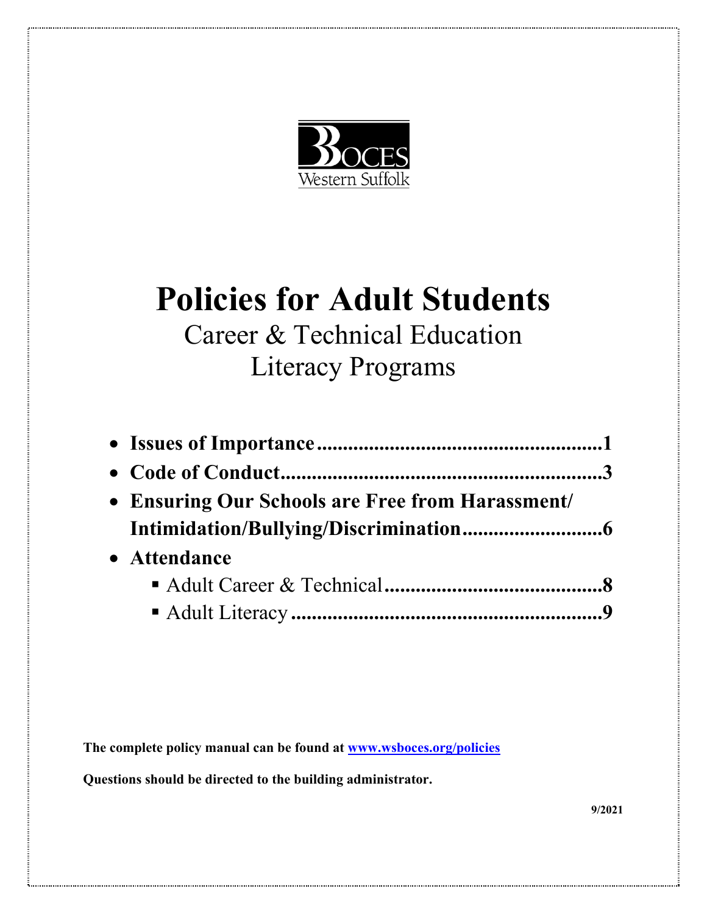BOCES
Western Suffolk

# Policies for Adult Students

## Career & Technical Education
## Literacy Programs

- **Issues of Importance.......................................................1**
- **Code of Conduct.............................................................3**
- **Ensuring Our Schools are Free from Harassment/ Intimidation/Bullying/Discrimination..........................6**
- **Attendance**
  - Adult Career & Technical**..........................................8**
  - Adult Literacy**............................................................9**

**The complete policy manual can be found at [www.wsboces.org/policies](http://www.wsboces.org/policies)**

**Questions should be directed to the building administrator.**

**9/2021**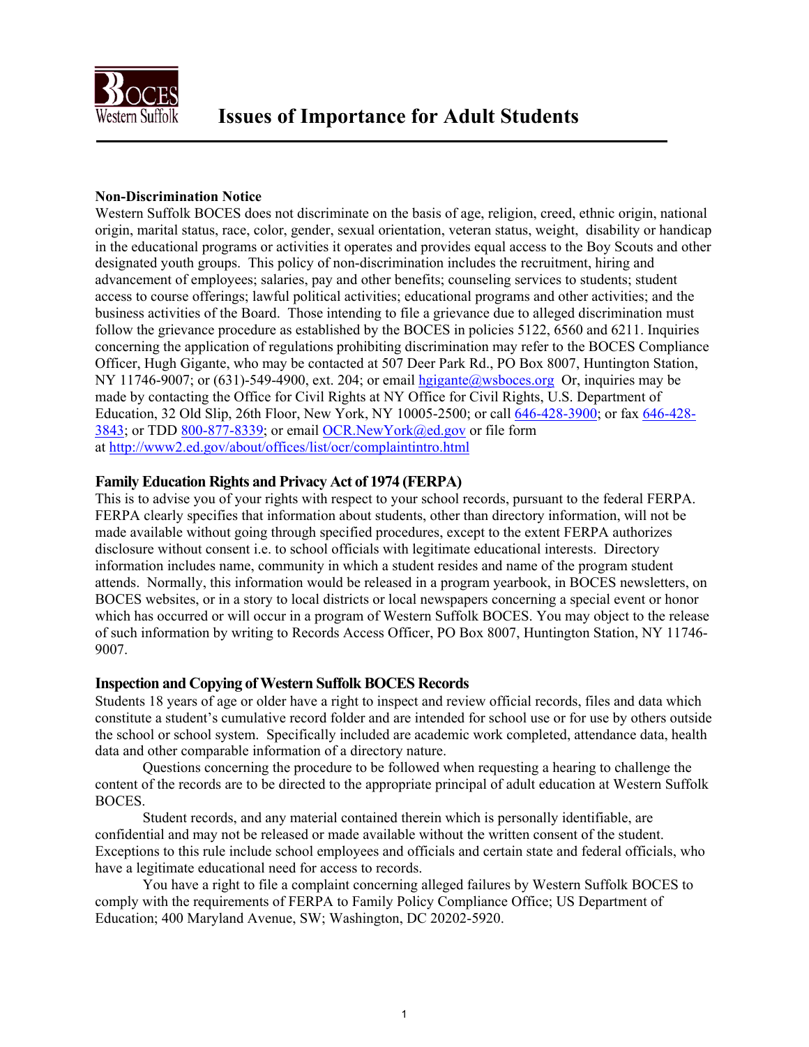# Issues of Importance for Adult Students

**Non-Discrimination Notice**

Western Suffolk BOCES does not discriminate on the basis of age, religion, creed, ethnic origin, national origin, marital status, race, color, gender, sexual orientation, veteran status, weight, disability or handicap in the educational programs or activities it operates and provides equal access to the Boy Scouts and other designated youth groups. This policy of non-discrimination includes the recruitment, hiring and advancement of employees; salaries, pay and other benefits; counseling services to students; student access to course offerings; lawful political activities; educational programs and other activities; and the business activities of the Board. Those intending to file a grievance due to alleged discrimination must follow the grievance procedure as established by the BOCES in policies 5122, 6560 and 6211. Inquiries concerning the application of regulations prohibiting discrimination may refer to the BOCES Compliance Officer, Hugh Gigante, who may be contacted at 507 Deer Park Rd., PO Box 8007, Huntington Station, NY 11746-9007; or (631)-549-4900, ext. 204; or email hgigante@wsboces.org Or, inquiries may be made by contacting the Office for Civil Rights at NY Office for Civil Rights, U.S. Department of Education, 32 Old Slip, 26th Floor, New York, NY 10005-2500; or call 646-428-3900; or fax 646-428-3843; or TDD 800-877-8339; or email OCR.NewYork@ed.gov or file form at http://www2.ed.gov/about/offices/list/ocr/complaintintro.html

**Family Education Rights and Privacy Act of 1974 (FERPA)**

This is to advise you of your rights with respect to your school records, pursuant to the federal FERPA. FERPA clearly specifies that information about students, other than directory information, will not be made available without going through specified procedures, except to the extent FERPA authorizes disclosure without consent i.e. to school officials with legitimate educational interests. Directory information includes name, community in which a student resides and name of the program student attends. Normally, this information would be released in a program yearbook, in BOCES newsletters, on BOCES websites, or in a story to local districts or local newspapers concerning a special event or honor which has occurred or will occur in a program of Western Suffolk BOCES. You may object to the release of such information by writing to Records Access Officer, PO Box 8007, Huntington Station, NY 11746-9007.

**Inspection and Copying of Western Suffolk BOCES Records**

Students 18 years of age or older have a right to inspect and review official records, files and data which constitute a student's cumulative record folder and are intended for school use or for use by others outside the school or school system. Specifically included are academic work completed, attendance data, health data and other comparable information of a directory nature.

Questions concerning the procedure to be followed when requesting a hearing to challenge the content of the records are to be directed to the appropriate principal of adult education at Western Suffolk BOCES.

Student records, and any material contained therein which is personally identifiable, are confidential and may not be released or made available without the written consent of the student. Exceptions to this rule include school employees and officials and certain state and federal officials, who have a legitimate educational need for access to records.

You have a right to file a complaint concerning alleged failures by Western Suffolk BOCES to comply with the requirements of FERPA to Family Policy Compliance Office; US Department of Education; 400 Maryland Avenue, SW; Washington, DC 20202-5920.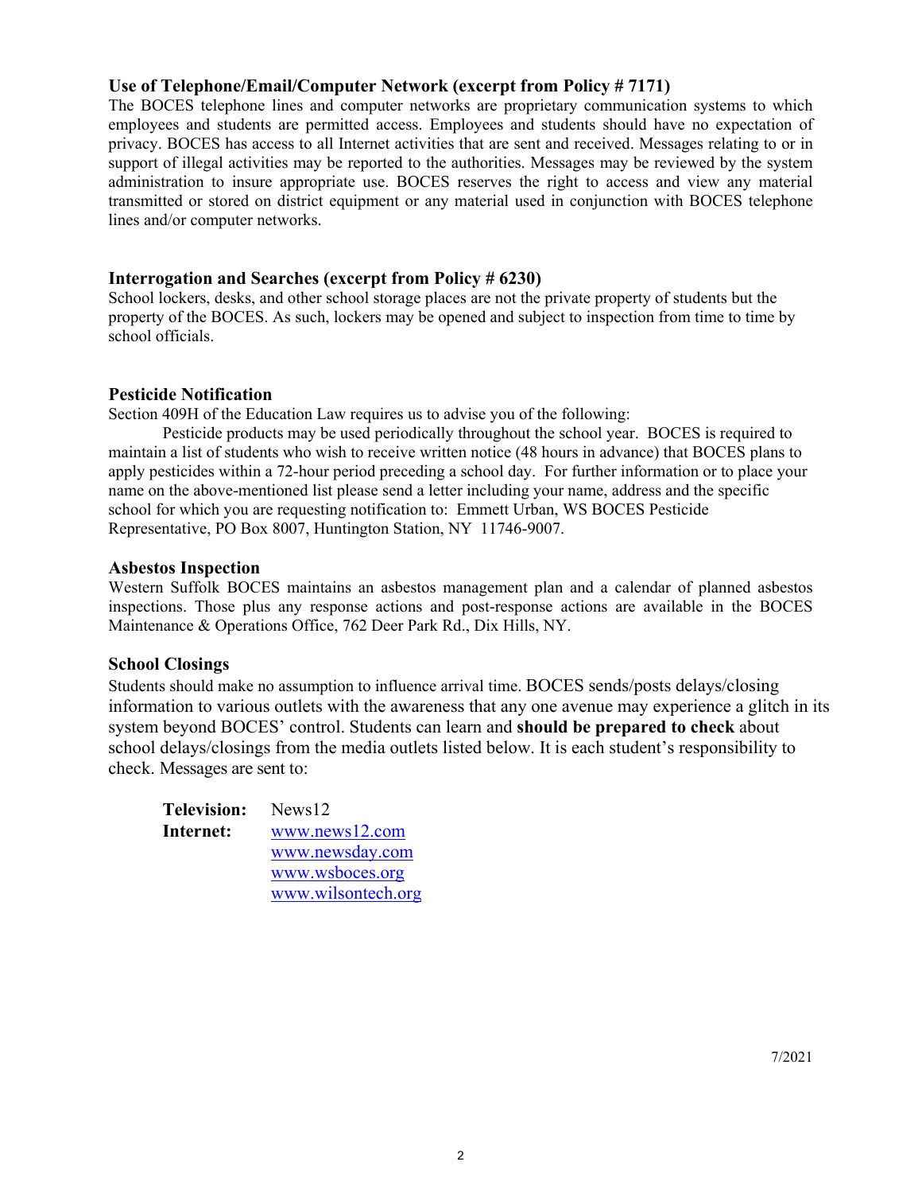### Use of Telephone/Email/Computer Network (excerpt from Policy # 7171)

The BOCES telephone lines and computer networks are proprietary communication systems to which employees and students are permitted access. Employees and students should have no expectation of privacy. BOCES has access to all Internet activities that are sent and received. Messages relating to or in support of illegal activities may be reported to the authorities. Messages may be reviewed by the system administration to insure appropriate use. BOCES reserves the right to access and view any material transmitted or stored on district equipment or any material used in conjunction with BOCES telephone lines and/or computer networks.

### Interrogation and Searches (excerpt from Policy # 6230)

School lockers, desks, and other school storage places are not the private property of students but the property of the BOCES. As such, lockers may be opened and subject to inspection from time to time by school officials.

### Pesticide Notification

Section 409H of the Education Law requires us to advise you of the following:

Pesticide products may be used periodically throughout the school year. BOCES is required to maintain a list of students who wish to receive written notice (48 hours in advance) that BOCES plans to apply pesticides within a 72-hour period preceding a school day. For further information or to place your name on the above-mentioned list please send a letter including your name, address and the specific school for which you are requesting notification to: Emmett Urban, WS BOCES Pesticide Representative, PO Box 8007, Huntington Station, NY 11746-9007.

### Asbestos Inspection

Western Suffolk BOCES maintains an asbestos management plan and a calendar of planned asbestos inspections. Those plus any response actions and post-response actions are available in the BOCES Maintenance & Operations Office, 762 Deer Park Rd., Dix Hills, NY.

### School Closings

Students should make no assumption to influence arrival time. BOCES sends/posts delays/closing information to various outlets with the awareness that any one avenue may experience a glitch in its system beyond BOCES' control. Students can learn and **should be prepared to check** about school delays/closings from the media outlets listed below. It is each student's responsibility to check. Messages are sent to:

**Television:** News12

**Internet:**
- www.news12.com
- www.newsday.com
- www.wsboces.org
- www.wilsontech.org

7/2021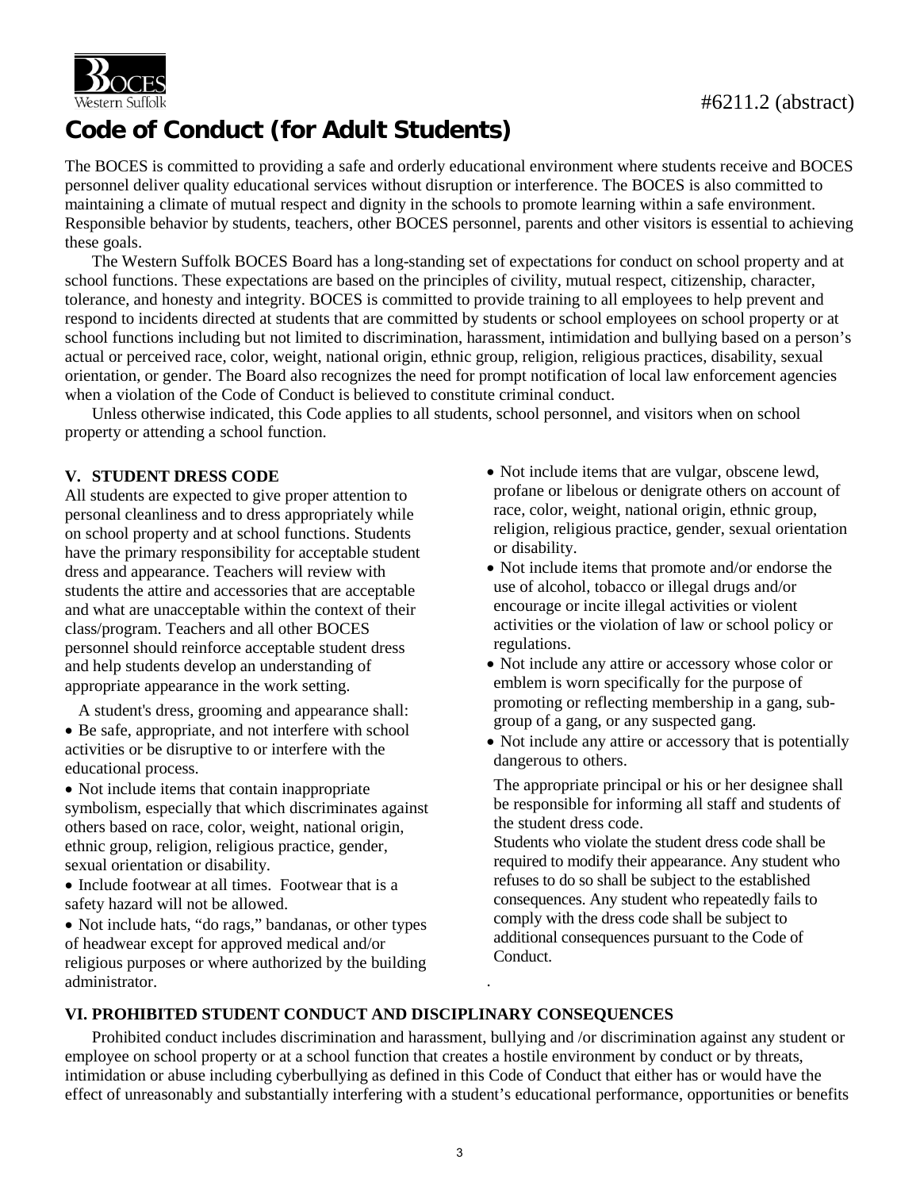#6211.2 (abstract)

# Code of Conduct (for Adult Students)

The BOCES is committed to providing a safe and orderly educational environment where students receive and BOCES personnel deliver quality educational services without disruption or interference. The BOCES is also committed to maintaining a climate of mutual respect and dignity in the schools to promote learning within a safe environment. Responsible behavior by students, teachers, other BOCES personnel, parents and other visitors is essential to achieving these goals.

The Western Suffolk BOCES Board has a long-standing set of expectations for conduct on school property and at school functions. These expectations are based on the principles of civility, mutual respect, citizenship, character, tolerance, and honesty and integrity. BOCES is committed to provide training to all employees to help prevent and respond to incidents directed at students that are committed by students or school employees on school property or at school functions including but not limited to discrimination, harassment, intimidation and bullying based on a person's actual or perceived race, color, weight, national origin, ethnic group, religion, religious practices, disability, sexual orientation, or gender. The Board also recognizes the need for prompt notification of local law enforcement agencies when a violation of the Code of Conduct is believed to constitute criminal conduct.

Unless otherwise indicated, this Code applies to all students, school personnel, and visitors when on school property or attending a school function.

## V. STUDENT DRESS CODE

All students are expected to give proper attention to personal cleanliness and to dress appropriately while on school property and at school functions. Students have the primary responsibility for acceptable student dress and appearance. Teachers will review with students the attire and accessories that are acceptable and what are unacceptable within the context of their class/program. Teachers and all other BOCES personnel should reinforce acceptable student dress and help students develop an understanding of appropriate appearance in the work setting.

A student's dress, grooming and appearance shall:

- Be safe, appropriate, and not interfere with school activities or be disruptive to or interfere with the educational process.
- Not include items that contain inappropriate symbolism, especially that which discriminates against others based on race, color, weight, national origin, ethnic group, religion, religious practice, gender, sexual orientation or disability.
- Include footwear at all times. Footwear that is a safety hazard will not be allowed.
- Not include hats, "do rags," bandanas, or other types of headwear except for approved medical and/or religious purposes or where authorized by the building administrator.
- Not include items that are vulgar, obscene lewd, profane or libelous or denigrate others on account of race, color, weight, national origin, ethnic group, religion, religious practice, gender, sexual orientation or disability.
- Not include items that promote and/or endorse the use of alcohol, tobacco or illegal drugs and/or encourage or incite illegal activities or violent activities or the violation of law or school policy or regulations.
- Not include any attire or accessory whose color or emblem is worn specifically for the purpose of promoting or reflecting membership in a gang, sub-group of a gang, or any suspected gang.
- Not include any attire or accessory that is potentially dangerous to others.

The appropriate principal or his or her designee shall be responsible for informing all staff and students of the student dress code.

Students who violate the student dress code shall be required to modify their appearance. Any student who refuses to do so shall be subject to the established consequences. Any student who repeatedly fails to comply with the dress code shall be subject to additional consequences pursuant to the Code of Conduct.

## VI. PROHIBITED STUDENT CONDUCT AND DISCIPLINARY CONSEQUENCES

Prohibited conduct includes discrimination and harassment, bullying and /or discrimination against any student or employee on school property or at a school function that creates a hostile environment by conduct or by threats, intimidation or abuse including cyberbullying as defined in this Code of Conduct that either has or would have the effect of unreasonably and substantially interfering with a student's educational performance, opportunities or benefits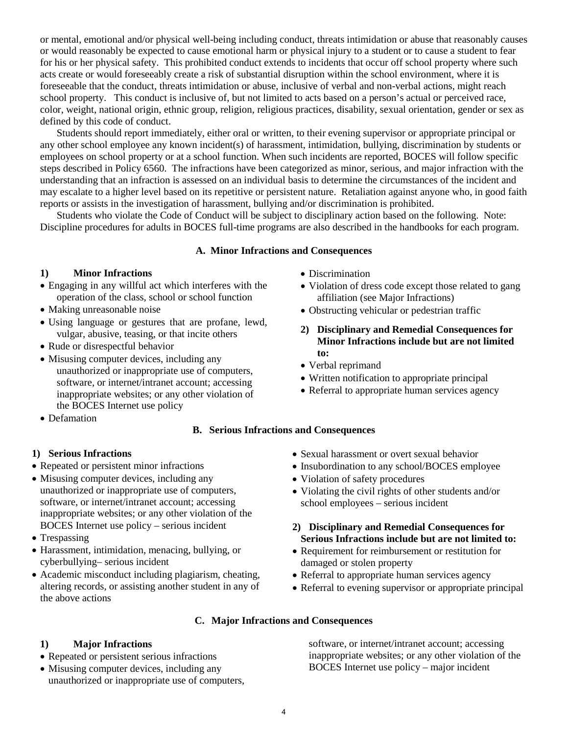or mental, emotional and/or physical well-being including conduct, threats intimidation or abuse that reasonably causes or would reasonably be expected to cause emotional harm or physical injury to a student or to cause a student to fear for his or her physical safety. This prohibited conduct extends to incidents that occur off school property where such acts create or would foreseeably create a risk of substantial disruption within the school environment, where it is foreseeable that the conduct, threats intimidation or abuse, inclusive of verbal and non-verbal actions, might reach school property. This conduct is inclusive of, but not limited to acts based on a person's actual or perceived race, color, weight, national origin, ethnic group, religion, religious practices, disability, sexual orientation, gender or sex as defined by this code of conduct.

Students should report immediately, either oral or written, to their evening supervisor or appropriate principal or any other school employee any known incident(s) of harassment, intimidation, bullying, discrimination by students or employees on school property or at a school function. When such incidents are reported, BOCES will follow specific steps described in Policy 6560. The infractions have been categorized as minor, serious, and major infraction with the understanding that an infraction is assessed on an individual basis to determine the circumstances of the incident and may escalate to a higher level based on its repetitive or persistent nature. Retaliation against anyone who, in good faith reports or assists in the investigation of harassment, bullying and/or discrimination is prohibited.

Students who violate the Code of Conduct will be subject to disciplinary action based on the following. Note: Discipline procedures for adults in BOCES full-time programs are also described in the handbooks for each program.

### A. Minor Infractions and Consequences

**1) Minor Infractions**

- Engaging in any willful act which interferes with the operation of the class, school or school function
- Making unreasonable noise
- Using language or gestures that are profane, lewd, vulgar, abusive, teasing, or that incite others
- Rude or disrespectful behavior
- Misusing computer devices, including any unauthorized or inappropriate use of computers, software, or internet/intranet account; accessing inappropriate websites; or any other violation of the BOCES Internet use policy
- Defamation
- Discrimination
- Violation of dress code except those related to gang affiliation (see Major Infractions)
- Obstructing vehicular or pedestrian traffic

**2) Disciplinary and Remedial Consequences for Minor Infractions include but are not limited to:**

- Verbal reprimand
- Written notification to appropriate principal
- Referral to appropriate human services agency

### B. Serious Infractions and Consequences

**1) Serious Infractions**

- Repeated or persistent minor infractions
- Misusing computer devices, including any unauthorized or inappropriate use of computers, software, or internet/intranet account; accessing inappropriate websites; or any other violation of the BOCES Internet use policy – serious incident
- Trespassing
- Harassment, intimidation, menacing, bullying, or cyberbullying– serious incident
- Academic misconduct including plagiarism, cheating, altering records, or assisting another student in any of the above actions
- Sexual harassment or overt sexual behavior
- Insubordination to any school/BOCES employee
- Violation of safety procedures
- Violating the civil rights of other students and/or school employees – serious incident

**2) Disciplinary and Remedial Consequences for Serious Infractions include but are not limited to:**

- Requirement for reimbursement or restitution for damaged or stolen property
- Referral to appropriate human services agency
- Referral to evening supervisor or appropriate principal

### C. Major Infractions and Consequences

**1) Major Infractions**

- Repeated or persistent serious infractions
- Misusing computer devices, including any unauthorized or inappropriate use of computers, software, or internet/intranet account; accessing inappropriate websites; or any other violation of the BOCES Internet use policy – major incident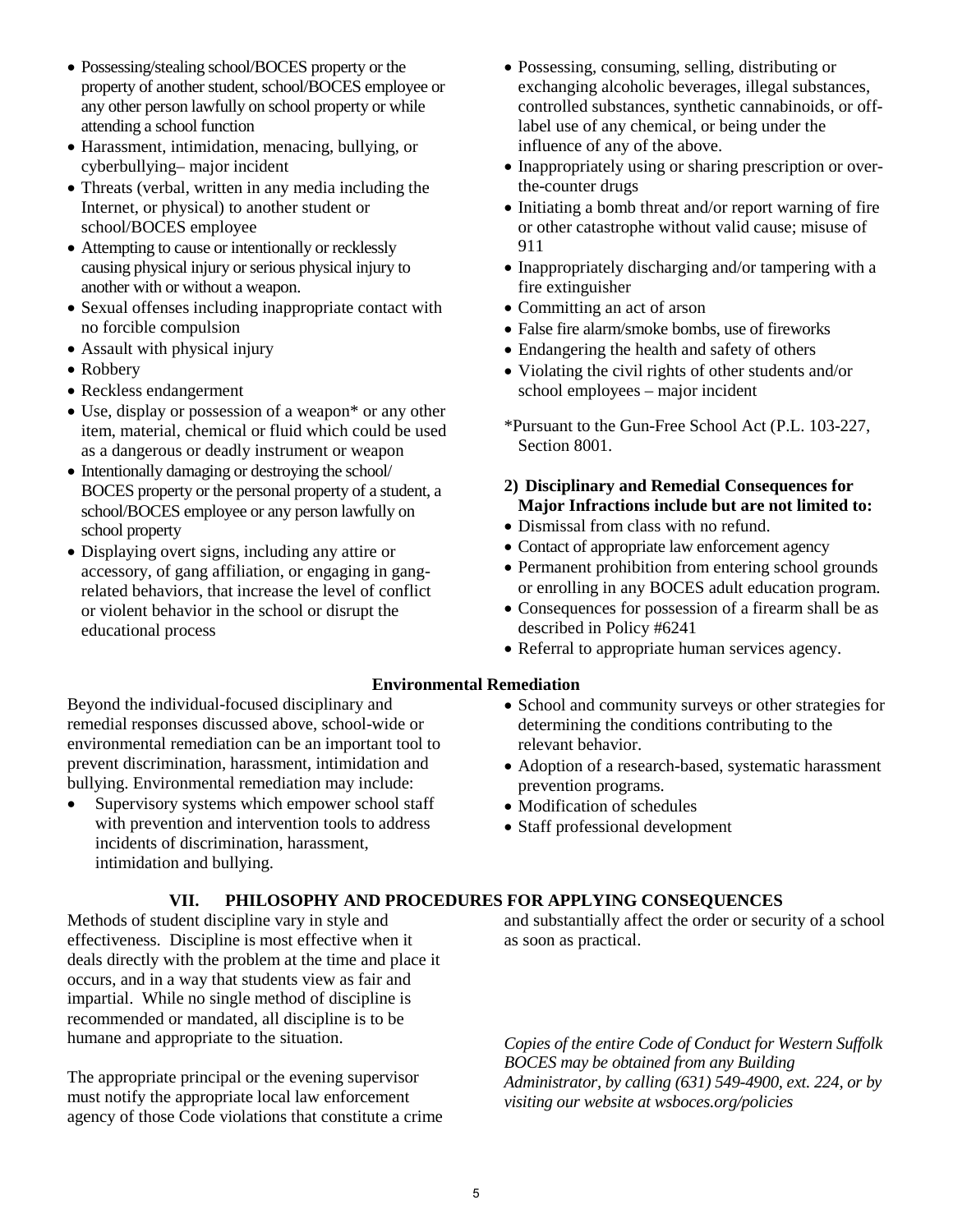- Possessing/stealing school/BOCES property or the property of another student, school/BOCES employee or any other person lawfully on school property or while attending a school function
- Harassment, intimidation, menacing, bullying, or cyberbullying– major incident
- Threats (verbal, written in any media including the Internet, or physical) to another student or school/BOCES employee
- Attempting to cause or intentionally or recklessly causing physical injury or serious physical injury to another with or without a weapon.
- Sexual offenses including inappropriate contact with no forcible compulsion
- Assault with physical injury
- Robbery
- Reckless endangerment
- Use, display or possession of a weapon* or any other item, material, chemical or fluid which could be used as a dangerous or deadly instrument or weapon
- Intentionally damaging or destroying the school/ BOCES property or the personal property of a student, a school/BOCES employee or any person lawfully on school property
- Displaying overt signs, including any attire or accessory, of gang affiliation, or engaging in gang-related behaviors, that increase the level of conflict or violent behavior in the school or disrupt the educational process
- Possessing, consuming, selling, distributing or exchanging alcoholic beverages, illegal substances, controlled substances, synthetic cannabinoids, or off-label use of any chemical, or being under the influence of any of the above.
- Inappropriately using or sharing prescription or over-the-counter drugs
- Initiating a bomb threat and/or report warning of fire or other catastrophe without valid cause; misuse of 911
- Inappropriately discharging and/or tampering with a fire extinguisher
- Committing an act of arson
- False fire alarm/smoke bombs, use of fireworks
- Endangering the health and safety of others
- Violating the civil rights of other students and/or school employees – major incident

*Pursuant to the Gun-Free School Act (P.L. 103-227, Section 8001.

**2) Disciplinary and Remedial Consequences for Major Infractions include but are not limited to:**

- Dismissal from class with no refund.
- Contact of appropriate law enforcement agency
- Permanent prohibition from entering school grounds or enrolling in any BOCES adult education program.
- Consequences for possession of a firearm shall be as described in Policy #6241
- Referral to appropriate human services agency.

**Environmental Remediation**

Beyond the individual-focused disciplinary and remedial responses discussed above, school-wide or environmental remediation can be an important tool to prevent discrimination, harassment, intimidation and bullying. Environmental remediation may include:

- Supervisory systems which empower school staff with prevention and intervention tools to address incidents of discrimination, harassment, intimidation and bullying.
- School and community surveys or other strategies for determining the conditions contributing to the relevant behavior.
- Adoption of a research-based, systematic harassment prevention programs.
- Modification of schedules
- Staff professional development

## VII. PHILOSOPHY AND PROCEDURES FOR APPLYING CONSEQUENCES

Methods of student discipline vary in style and effectiveness. Discipline is most effective when it deals directly with the problem at the time and place it occurs, and in a way that students view as fair and impartial. While no single method of discipline is recommended or mandated, all discipline is to be humane and appropriate to the situation.

The appropriate principal or the evening supervisor must notify the appropriate local law enforcement agency of those Code violations that constitute a crime and substantially affect the order or security of a school as soon as practical.

*Copies of the entire Code of Conduct for Western Suffolk BOCES may be obtained from any Building Administrator, by calling (631) 549-4900, ext. 224, or by visiting our website at wsboces.org/policies*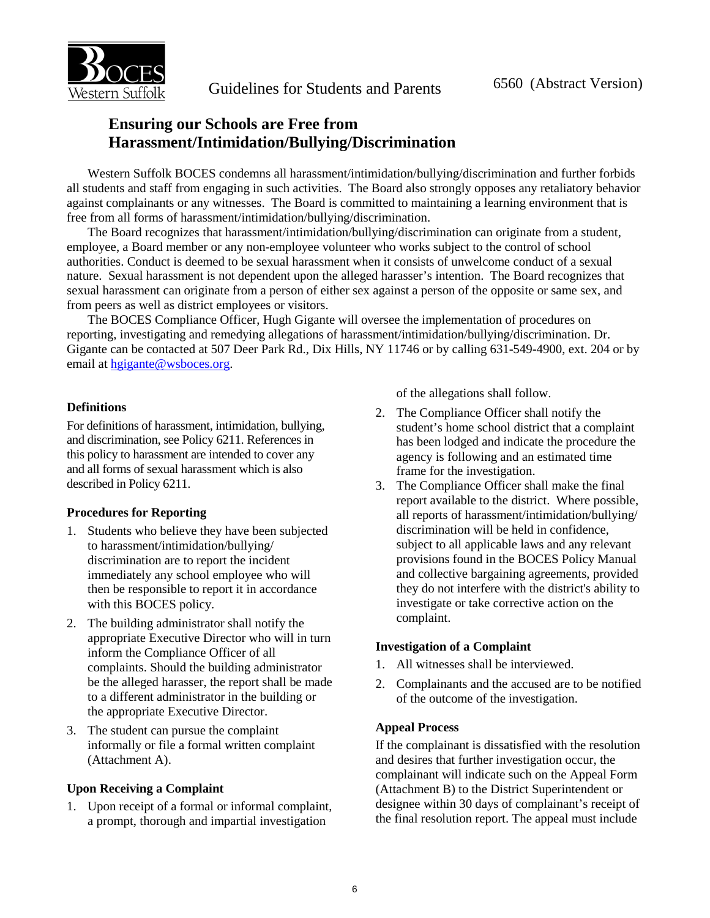BOCES Western Suffolk

Guidelines for Students and Parents

6560 (Abstract Version)

# Ensuring our Schools are Free from Harassment/Intimidation/Bullying/Discrimination

Western Suffolk BOCES condemns all harassment/intimidation/bullying/discrimination and further forbids all students and staff from engaging in such activities. The Board also strongly opposes any retaliatory behavior against complainants or any witnesses. The Board is committed to maintaining a learning environment that is free from all forms of harassment/intimidation/bullying/discrimination.

The Board recognizes that harassment/intimidation/bullying/discrimination can originate from a student, employee, a Board member or any non-employee volunteer who works subject to the control of school authorities. Conduct is deemed to be sexual harassment when it consists of unwelcome conduct of a sexual nature. Sexual harassment is not dependent upon the alleged harasser's intention. The Board recognizes that sexual harassment can originate from a person of either sex against a person of the opposite or same sex, and from peers as well as district employees or visitors.

The BOCES Compliance Officer, Hugh Gigante will oversee the implementation of procedures on reporting, investigating and remedying allegations of harassment/intimidation/bullying/discrimination. Dr. Gigante can be contacted at 507 Deer Park Rd., Dix Hills, NY 11746 or by calling 631-549-4900, ext. 204 or by email at hgigante@wsboces.org.

### Definitions

For definitions of harassment, intimidation, bullying, and discrimination, see Policy 6211. References in this policy to harassment are intended to cover any and all forms of sexual harassment which is also described in Policy 6211.

### Procedures for Reporting

1. Students who believe they have been subjected to harassment/intimidation/bullying/ discrimination are to report the incident immediately any school employee who will then be responsible to report it in accordance with this BOCES policy.
2. The building administrator shall notify the appropriate Executive Director who will in turn inform the Compliance Officer of all complaints. Should the building administrator be the alleged harasser, the report shall be made to a different administrator in the building or the appropriate Executive Director.
3. The student can pursue the complaint informally or file a formal written complaint (Attachment A).

### Upon Receiving a Complaint

1. Upon receipt of a formal or informal complaint, a prompt, thorough and impartial investigation of the allegations shall follow.
2. The Compliance Officer shall notify the student's home school district that a complaint has been lodged and indicate the procedure the agency is following and an estimated time frame for the investigation.
3. The Compliance Officer shall make the final report available to the district. Where possible, all reports of harassment/intimidation/bullying/ discrimination will be held in confidence, subject to all applicable laws and any relevant provisions found in the BOCES Policy Manual and collective bargaining agreements, provided they do not interfere with the district's ability to investigate or take corrective action on the complaint.

### Investigation of a Complaint

1. All witnesses shall be interviewed.
2. Complainants and the accused are to be notified of the outcome of the investigation.

### Appeal Process

If the complainant is dissatisfied with the resolution and desires that further investigation occur, the complainant will indicate such on the Appeal Form (Attachment B) to the District Superintendent or designee within 30 days of complainant's receipt of the final resolution report. The appeal must include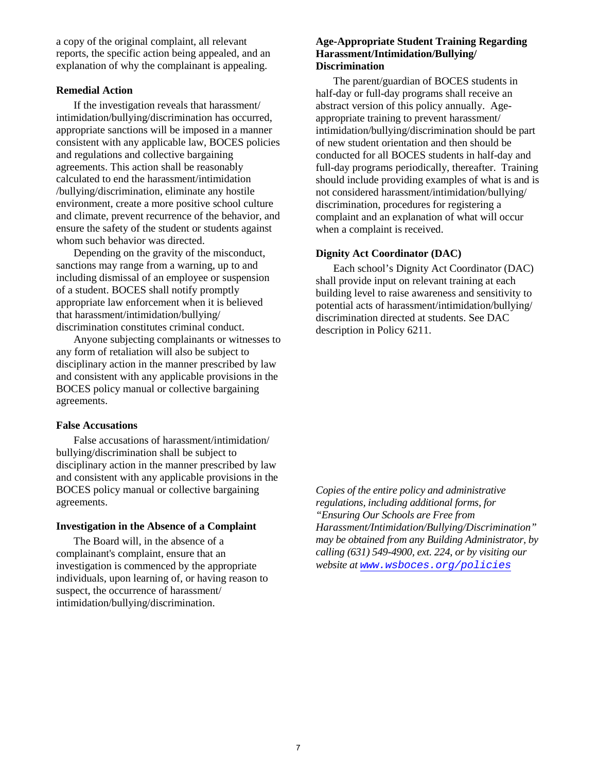a copy of the original complaint, all relevant reports, the specific action being appealed, and an explanation of why the complainant is appealing.

### Remedial Action

If the investigation reveals that harassment/ intimidation/bullying/discrimination has occurred, appropriate sanctions will be imposed in a manner consistent with any applicable law, BOCES policies and regulations and collective bargaining agreements. This action shall be reasonably calculated to end the harassment/intimidation /bullying/discrimination, eliminate any hostile environment, create a more positive school culture and climate, prevent recurrence of the behavior, and ensure the safety of the student or students against whom such behavior was directed.

Depending on the gravity of the misconduct, sanctions may range from a warning, up to and including dismissal of an employee or suspension of a student. BOCES shall notify promptly appropriate law enforcement when it is believed that harassment/intimidation/bullying/ discrimination constitutes criminal conduct.

Anyone subjecting complainants or witnesses to any form of retaliation will also be subject to disciplinary action in the manner prescribed by law and consistent with any applicable provisions in the BOCES policy manual or collective bargaining agreements.

### False Accusations

False accusations of harassment/intimidation/ bullying/discrimination shall be subject to disciplinary action in the manner prescribed by law and consistent with any applicable provisions in the BOCES policy manual or collective bargaining agreements.

### Investigation in the Absence of a Complaint

The Board will, in the absence of a complainant's complaint, ensure that an investigation is commenced by the appropriate individuals, upon learning of, or having reason to suspect, the occurrence of harassment/ intimidation/bullying/discrimination.

### Age-Appropriate Student Training Regarding Harassment/Intimidation/Bullying/ Discrimination

The parent/guardian of BOCES students in half-day or full-day programs shall receive an abstract version of this policy annually. Age-appropriate training to prevent harassment/ intimidation/bullying/discrimination should be part of new student orientation and then should be conducted for all BOCES students in half-day and full-day programs periodically, thereafter. Training should include providing examples of what is and is not considered harassment/intimidation/bullying/ discrimination, procedures for registering a complaint and an explanation of what will occur when a complaint is received.

### Dignity Act Coordinator (DAC)

Each school's Dignity Act Coordinator (DAC) shall provide input on relevant training at each building level to raise awareness and sensitivity to potential acts of harassment/intimidation/bullying/ discrimination directed at students. See DAC description in Policy 6211.

*Copies of the entire policy and administrative regulations, including additional forms, for "Ensuring Our Schools are Free from Harassment/Intimidation/Bullying/Discrimination" may be obtained from any Building Administrator, by calling (631) 549-4900, ext. 224, or by visiting our website at* www.wsboces.org/policies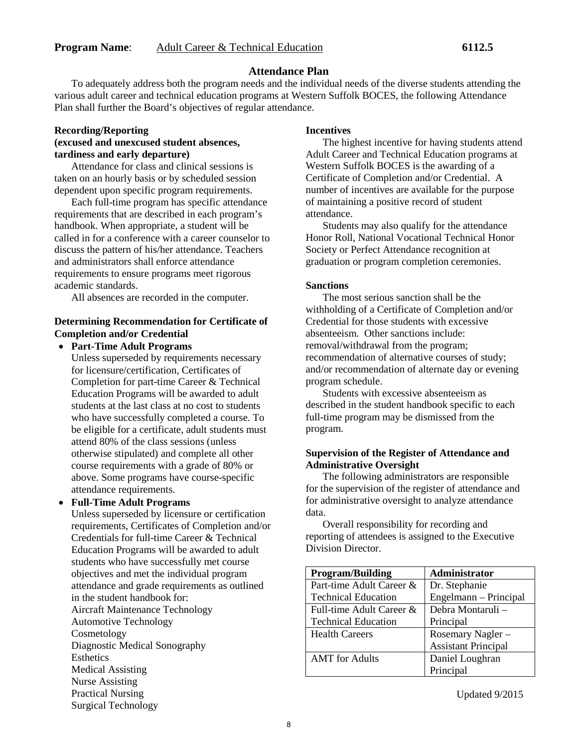**Program Name**: Adult Career & Technical Education **6112.5**

## Attendance Plan

To adequately address both the program needs and the individual needs of the diverse students attending the various adult career and technical education programs at Western Suffolk BOCES, the following Attendance Plan shall further the Board's objectives of regular attendance.

### Recording/Reporting
**(excused and unexcused student absences, tardiness and early departure)**

Attendance for class and clinical sessions is taken on an hourly basis or by scheduled session dependent upon specific program requirements.

Each full-time program has specific attendance requirements that are described in each program's handbook. When appropriate, a student will be called in for a conference with a career counselor to discuss the pattern of his/her attendance. Teachers and administrators shall enforce attendance requirements to ensure programs meet rigorous academic standards.

All absences are recorded in the computer.

### Determining Recommendation for Certificate of Completion and/or Credential

- **Part-Time Adult Programs**
  Unless superseded by requirements necessary for licensure/certification, Certificates of Completion for part-time Career & Technical Education Programs will be awarded to adult students at the last class at no cost to students who have successfully completed a course. To be eligible for a certificate, adult students must attend 80% of the class sessions (unless otherwise stipulated) and complete all other course requirements with a grade of 80% or above. Some programs have course-specific attendance requirements.
- **Full-Time Adult Programs**
  Unless superseded by licensure or certification requirements, Certificates of Completion and/or Credentials for full-time Career & Technical Education Programs will be awarded to adult students who have successfully met course objectives and met the individual program attendance and grade requirements as outlined in the student handbook for:
  Aircraft Maintenance Technology
  Automotive Technology
  Cosmetology
  Diagnostic Medical Sonography
  Esthetics
  Medical Assisting
  Nurse Assisting
  Practical Nursing
  Surgical Technology

### Incentives

The highest incentive for having students attend Adult Career and Technical Education programs at Western Suffolk BOCES is the awarding of a Certificate of Completion and/or Credential. A number of incentives are available for the purpose of maintaining a positive record of student attendance.

Students may also qualify for the attendance Honor Roll, National Vocational Technical Honor Society or Perfect Attendance recognition at graduation or program completion ceremonies.

### Sanctions

The most serious sanction shall be the withholding of a Certificate of Completion and/or Credential for those students with excessive absenteeism. Other sanctions include: removal/withdrawal from the program; recommendation of alternative courses of study; and/or recommendation of alternate day or evening program schedule.

Students with excessive absenteeism as described in the student handbook specific to each full-time program may be dismissed from the program.

### Supervision of the Register of Attendance and Administrative Oversight

The following administrators are responsible for the supervision of the register of attendance and for administrative oversight to analyze attendance data.

Overall responsibility for recording and reporting of attendees is assigned to the Executive Division Director.

| Program/Building | Administrator |
|---|---|
| Part-time Adult Career & Technical Education | Dr. Stephanie Engelmann – Principal |
| Full-time Adult Career & Technical Education | Debra Montaruli – Principal |
| Health Careers | Rosemary Nagler – Assistant Principal |
| AMT for Adults | Daniel Loughran Principal |

Updated 9/2015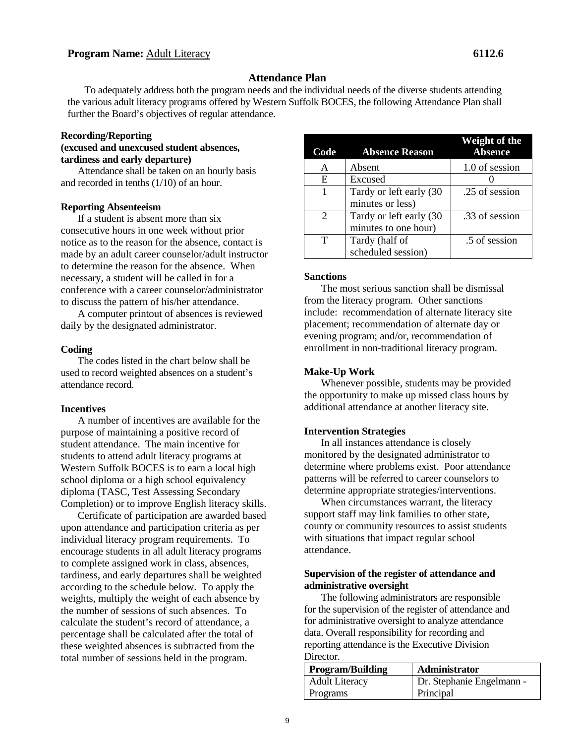**Program Name:** Adult Literacy **6112.6**

## Attendance Plan

To adequately address both the program needs and the individual needs of the diverse students attending the various adult literacy programs offered by Western Suffolk BOCES, the following Attendance Plan shall further the Board's objectives of regular attendance.

### Recording/Reporting (excused and unexcused student absences, tardiness and early departure)

Attendance shall be taken on an hourly basis and recorded in tenths (1/10) of an hour.

### Reporting Absenteeism

If a student is absent more than six consecutive hours in one week without prior notice as to the reason for the absence, contact is made by an adult career counselor/adult instructor to determine the reason for the absence. When necessary, a student will be called in for a conference with a career counselor/administrator to discuss the pattern of his/her attendance.

A computer printout of absences is reviewed daily by the designated administrator.

### Coding

The codes listed in the chart below shall be used to record weighted absences on a student's attendance record.

### Incentives

A number of incentives are available for the purpose of maintaining a positive record of student attendance. The main incentive for students to attend adult literacy programs at Western Suffolk BOCES is to earn a local high school diploma or a high school equivalency diploma (TASC, Test Assessing Secondary Completion) or to improve English literacy skills.

Certificate of participation are awarded based upon attendance and participation criteria as per individual literacy program requirements. To encourage students in all adult literacy programs to complete assigned work in class, absences, tardiness, and early departures shall be weighted according to the schedule below. To apply the weights, multiply the weight of each absence by the number of sessions of such absences. To calculate the student's record of attendance, a percentage shall be calculated after the total of these weighted absences is subtracted from the total number of sessions held in the program.

| Code | Absence Reason | Weight of the Absence |
|---|---|---|
| A | Absent | 1.0 of session |
| E | Excused | 0 |
| 1 | Tardy or left early (30 minutes or less) | .25 of session |
| 2 | Tardy or left early (30 minutes to one hour) | .33 of session |
| T | Tardy (half of scheduled session) | .5 of session |

### Sanctions

The most serious sanction shall be dismissal from the literacy program. Other sanctions include: recommendation of alternate literacy site placement; recommendation of alternate day or evening program; and/or, recommendation of enrollment in non-traditional literacy program.

### Make-Up Work

Whenever possible, students may be provided the opportunity to make up missed class hours by additional attendance at another literacy site.

### Intervention Strategies

In all instances attendance is closely monitored by the designated administrator to determine where problems exist. Poor attendance patterns will be referred to career counselors to determine appropriate strategies/interventions.

When circumstances warrant, the literacy support staff may link families to other state, county or community resources to assist students with situations that impact regular school attendance.

### Supervision of the register of attendance and administrative oversight

The following administrators are responsible for the supervision of the register of attendance and for administrative oversight to analyze attendance data. Overall responsibility for recording and reporting attendance is the Executive Division Director.

| Program/Building | Administrator |
|---|---|
| Adult Literacy Programs | Dr. Stephanie Engelmann - Principal |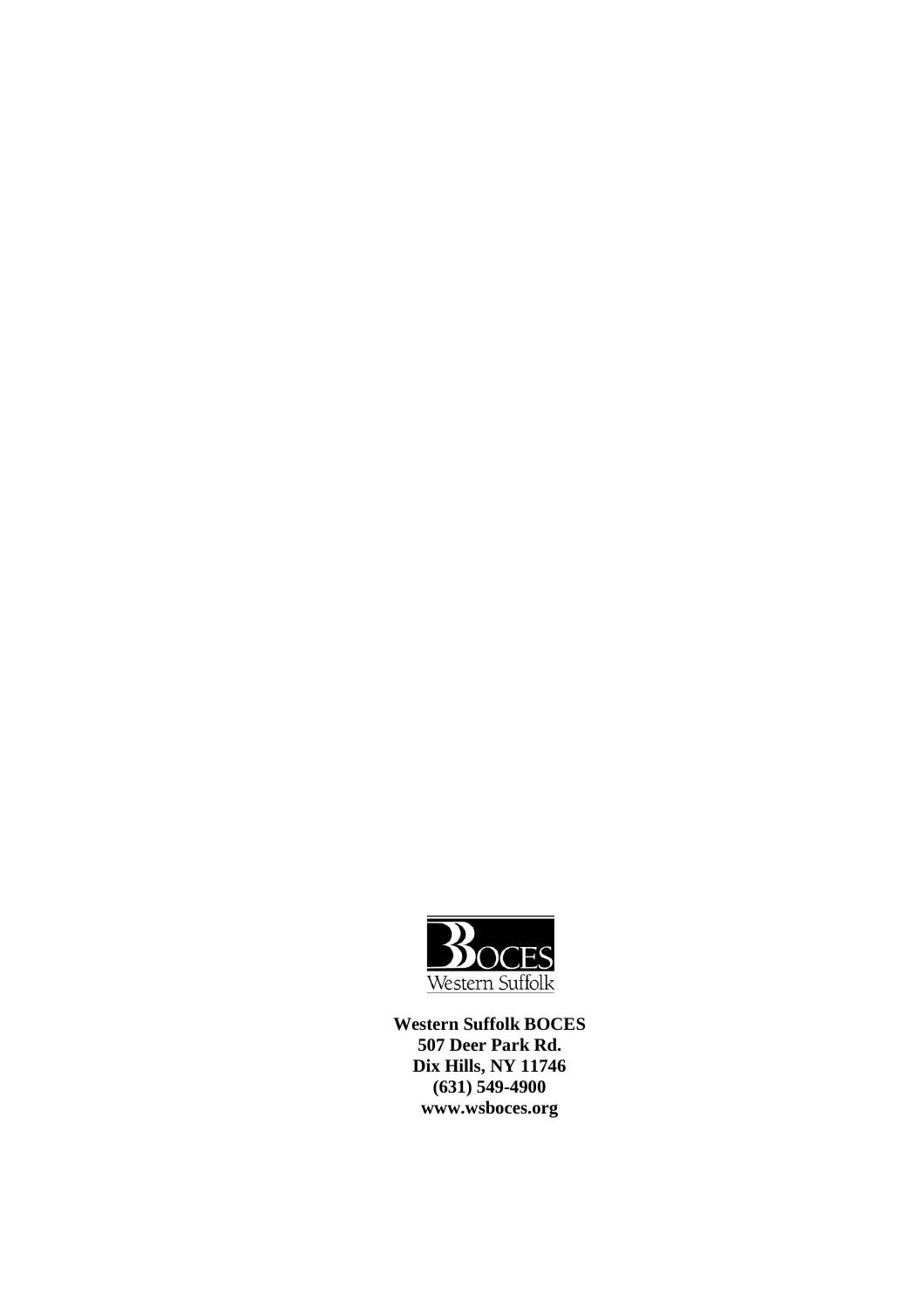BOCES
Western Suffolk

**Western Suffolk BOCES**
**507 Deer Park Rd.**
**Dix Hills, NY 11746**
**(631) 549-4900**
**www.wsboces.org**